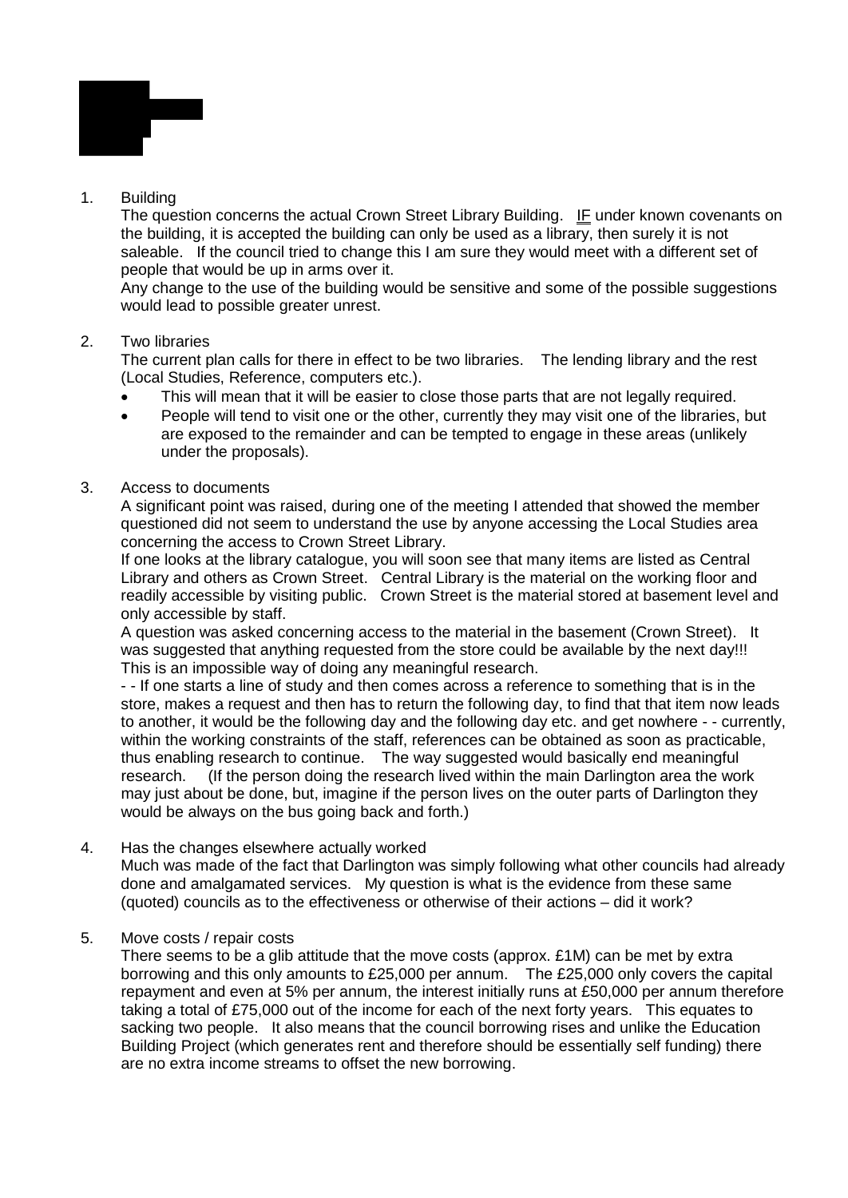1. Building

   The question concerns the actual Crown Street Library Building. <u>IF</u> under known covenants on the building, it is accepted the building can only be used as a library, then surely it is not saleable. If the council tried to change this I am sure they would meet with a different set of people that would be up in arms over it.

   Any change to the use of the building would be sensitive and some of the possible suggestions would lead to possible greater unrest.

2. Two libraries

   The current plan calls for there in effect to be two libraries. The lending library and the rest (Local Studies, Reference, computers etc.).

   - This will mean that it will be easier to close those parts that are not legally required.
   - People will tend to visit one or the other, currently they may visit one of the libraries, but are exposed to the remainder and can be tempted to engage in these areas (unlikely under the proposals).

3. Access to documents

   A significant point was raised, during one of the meeting I attended that showed the member questioned did not seem to understand the use by anyone accessing the Local Studies area concerning the access to Crown Street Library.

   If one looks at the library catalogue, you will soon see that many items are listed as Central Library and others as Crown Street. Central Library is the material on the working floor and readily accessible by visiting public. Crown Street is the material stored at basement level and only accessible by staff.

   A question was asked concerning access to the material in the basement (Crown Street). It was suggested that anything requested from the store could be available by the next day!!! This is an impossible way of doing any meaningful research.

   - - If one starts a line of study and then comes across a reference to something that is in the store, makes a request and then has to return the following day, to find that that item now leads to another, it would be the following day and the following day etc. and get nowhere - - currently, within the working constraints of the staff, references can be obtained as soon as practicable, thus enabling research to continue. The way suggested would basically end meaningful research. (If the person doing the research lived within the main Darlington area the work may just about be done, but, imagine if the person lives on the outer parts of Darlington they would be always on the bus going back and forth.)

4. Has the changes elsewhere actually worked

   Much was made of the fact that Darlington was simply following what other councils had already done and amalgamated services. My question is what is the evidence from these same (quoted) councils as to the effectiveness or otherwise of their actions – did it work?

5. Move costs / repair costs

   There seems to be a glib attitude that the move costs (approx. £1M) can be met by extra borrowing and this only amounts to £25,000 per annum. The £25,000 only covers the capital repayment and even at 5% per annum, the interest initially runs at £50,000 per annum therefore taking a total of £75,000 out of the income for each of the next forty years. This equates to sacking two people. It also means that the council borrowing rises and unlike the Education Building Project (which generates rent and therefore should be essentially self funding) there are no extra income streams to offset the new borrowing.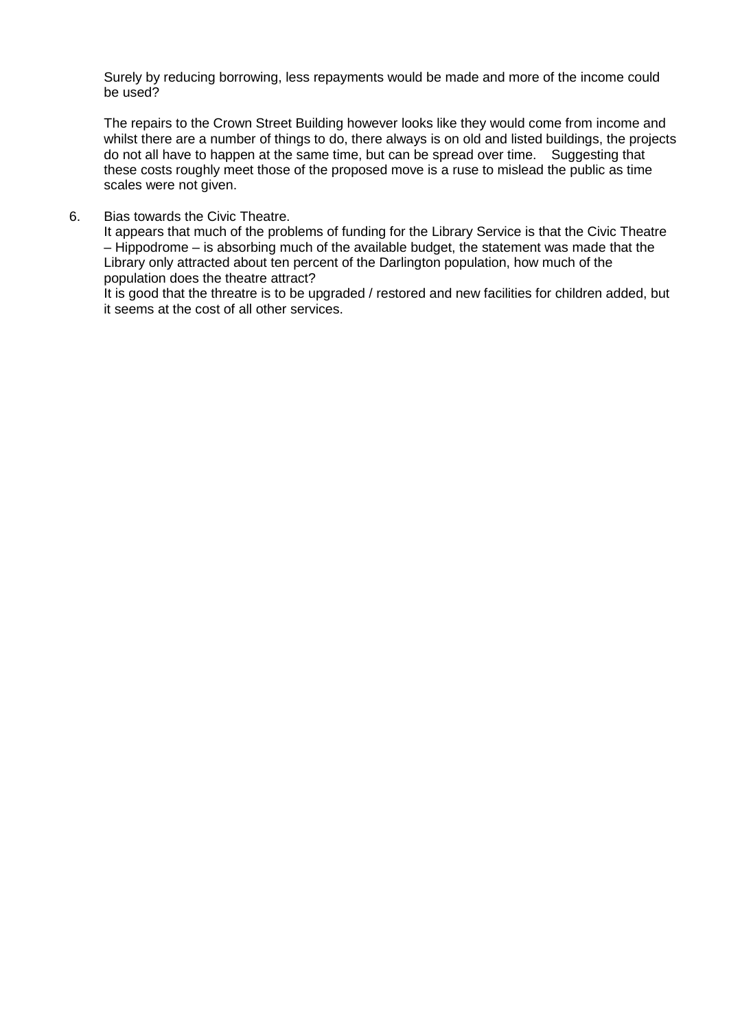Surely by reducing borrowing, less repayments would be made and more of the income could be used?

The repairs to the Crown Street Building however looks like they would come from income and whilst there are a number of things to do, there always is on old and listed buildings, the projects do not all have to happen at the same time, but can be spread over time. Suggesting that these costs roughly meet those of the proposed move is a ruse to mislead the public as time scales were not given.

6. Bias towards the Civic Theatre.
   It appears that much of the problems of funding for the Library Service is that the Civic Theatre – Hippodrome – is absorbing much of the available budget, the statement was made that the Library only attracted about ten percent of the Darlington population, how much of the population does the theatre attract?
   It is good that the threatre is to be upgraded / restored and new facilities for children added, but it seems at the cost of all other services.